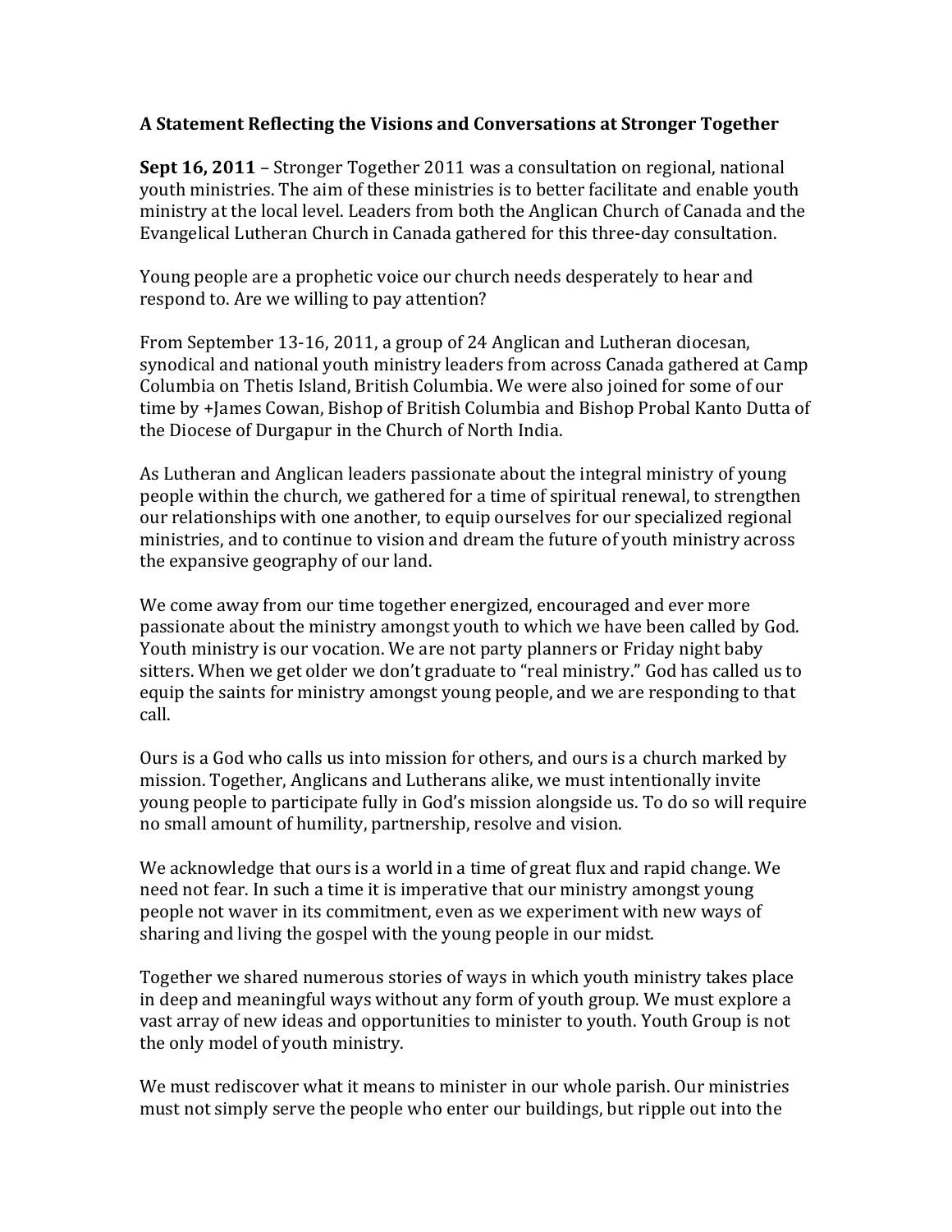**A Statement Reflecting the Visions and Conversations at Stronger Together**

**Sept 16, 2011** – Stronger Together 2011 was a consultation on regional, national youth ministries. The aim of these ministries is to better facilitate and enable youth ministry at the local level. Leaders from both the Anglican Church of Canada and the Evangelical Lutheran Church in Canada gathered for this three-day consultation.

Young people are a prophetic voice our church needs desperately to hear and respond to. Are we willing to pay attention?

From September 13-16, 2011, a group of 24 Anglican and Lutheran diocesan, synodical and national youth ministry leaders from across Canada gathered at Camp Columbia on Thetis Island, British Columbia. We were also joined for some of our time by +James Cowan, Bishop of British Columbia and Bishop Probal Kanto Dutta of the Diocese of Durgapur in the Church of North India.

As Lutheran and Anglican leaders passionate about the integral ministry of young people within the church, we gathered for a time of spiritual renewal, to strengthen our relationships with one another, to equip ourselves for our specialized regional ministries, and to continue to vision and dream the future of youth ministry across the expansive geography of our land.

We come away from our time together energized, encouraged and ever more passionate about the ministry amongst youth to which we have been called by God. Youth ministry is our vocation. We are not party planners or Friday night baby sitters. When we get older we don't graduate to "real ministry." God has called us to equip the saints for ministry amongst young people, and we are responding to that call.

Ours is a God who calls us into mission for others, and ours is a church marked by mission. Together, Anglicans and Lutherans alike, we must intentionally invite young people to participate fully in God's mission alongside us. To do so will require no small amount of humility, partnership, resolve and vision.

We acknowledge that ours is a world in a time of great flux and rapid change. We need not fear. In such a time it is imperative that our ministry amongst young people not waver in its commitment, even as we experiment with new ways of sharing and living the gospel with the young people in our midst.

Together we shared numerous stories of ways in which youth ministry takes place in deep and meaningful ways without any form of youth group. We must explore a vast array of new ideas and opportunities to minister to youth. Youth Group is not the only model of youth ministry.

We must rediscover what it means to minister in our whole parish. Our ministries must not simply serve the people who enter our buildings, but ripple out into the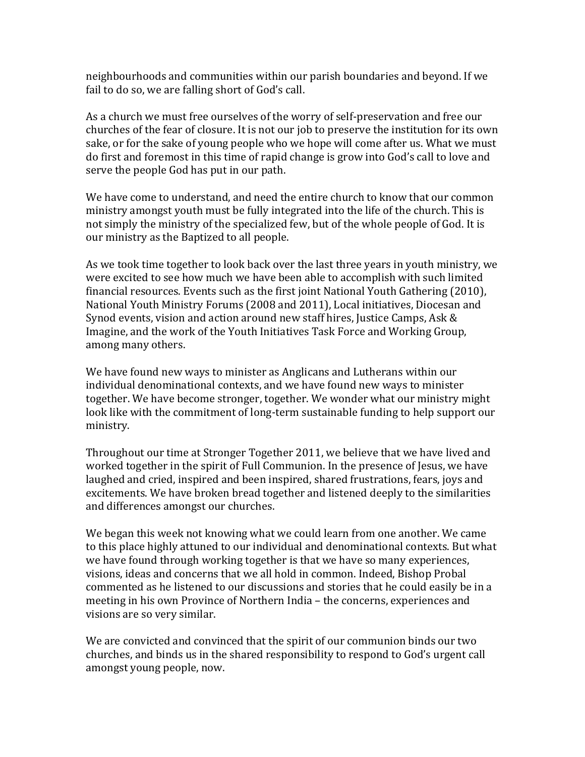neighbourhoods and communities within our parish boundaries and beyond. If we fail to do so, we are falling short of God's call.

As a church we must free ourselves of the worry of self-preservation and free our churches of the fear of closure. It is not our job to preserve the institution for its own sake, or for the sake of young people who we hope will come after us. What we must do first and foremost in this time of rapid change is grow into God's call to love and serve the people God has put in our path.

We have come to understand, and need the entire church to know that our common ministry amongst youth must be fully integrated into the life of the church. This is not simply the ministry of the specialized few, but of the whole people of God. It is our ministry as the Baptized to all people.

As we took time together to look back over the last three years in youth ministry, we were excited to see how much we have been able to accomplish with such limited financial resources. Events such as the first joint National Youth Gathering (2010), National Youth Ministry Forums (2008 and 2011), Local initiatives, Diocesan and Synod events, vision and action around new staff hires, Justice Camps, Ask & Imagine, and the work of the Youth Initiatives Task Force and Working Group, among many others.

We have found new ways to minister as Anglicans and Lutherans within our individual denominational contexts, and we have found new ways to minister together. We have become stronger, together. We wonder what our ministry might look like with the commitment of long-term sustainable funding to help support our ministry.

Throughout our time at Stronger Together 2011, we believe that we have lived and worked together in the spirit of Full Communion. In the presence of Jesus, we have laughed and cried, inspired and been inspired, shared frustrations, fears, joys and excitements. We have broken bread together and listened deeply to the similarities and differences amongst our churches.

We began this week not knowing what we could learn from one another. We came to this place highly attuned to our individual and denominational contexts. But what we have found through working together is that we have so many experiences, visions, ideas and concerns that we all hold in common. Indeed, Bishop Probal commented as he listened to our discussions and stories that he could easily be in a meeting in his own Province of Northern India – the concerns, experiences and visions are so very similar.

We are convicted and convinced that the spirit of our communion binds our two churches, and binds us in the shared responsibility to respond to God's urgent call amongst young people, now.